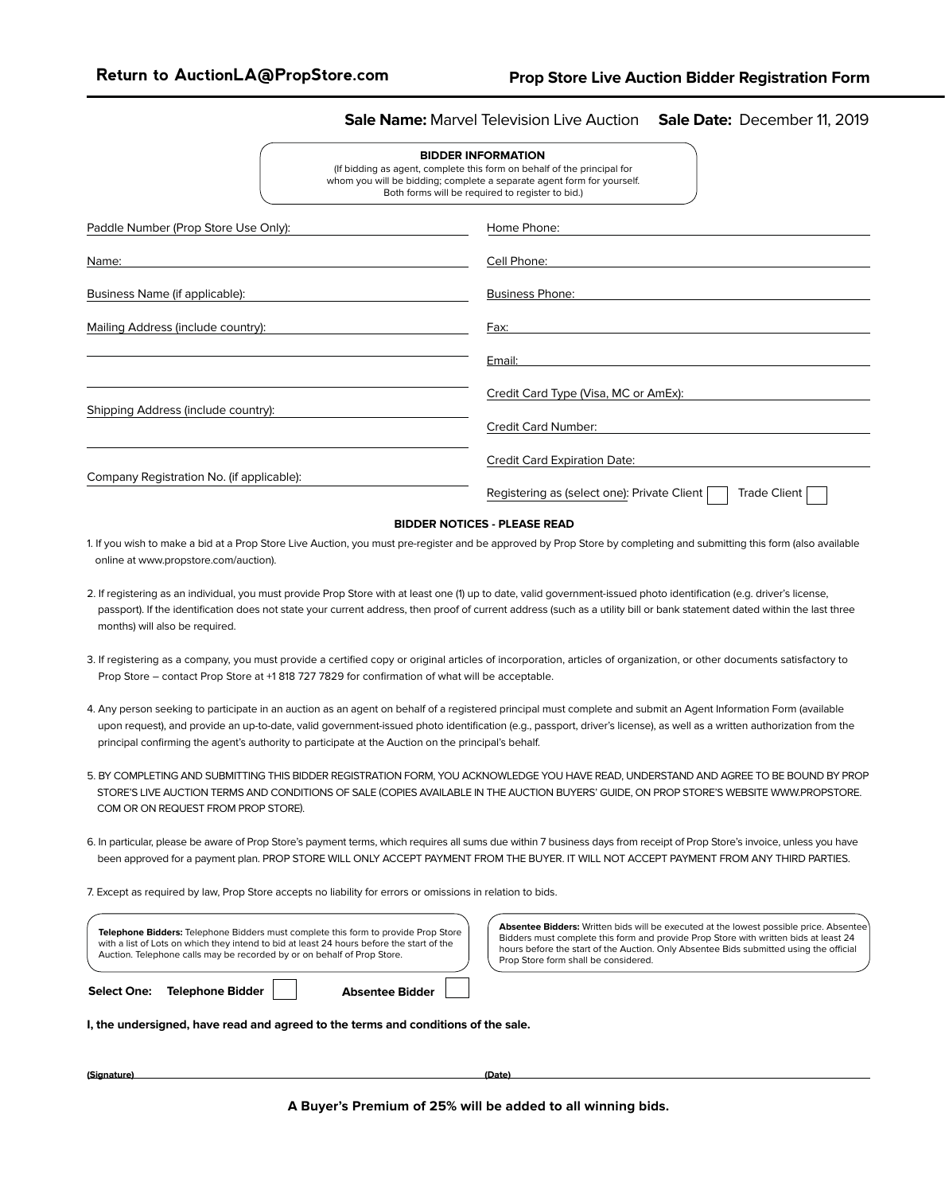**Return to AuctionLA@PropStore.com**

# Prop Store Live Auction Bidder Registration Form

**Sale Name:** Marvel Television Live Auction **Sale Date:** December 11, 2019

**BIDDER INFORMATION**

(If bidding as agent, complete this form on behalf of the principal for whom you will be bidding; complete a separate agent form for yourself. Both forms will be required to register to bid.)

Paddle Number (Prop Store Use Only): ______________________

Name: ______________________

Business Name (if applicable): ______________________

Mailing Address (include country): ______________________

______________________

______________________

Shipping Address (include country): ______________________

______________________

Company Registration No. (if applicable): ______________________

Home Phone: ______________________

Cell Phone: ______________________

Business Phone: ______________________

Fax: ______________________

Email: ______________________

Credit Card Type (Visa, MC or AmEx): ______________________

Credit Card Number: ______________________

Credit Card Expiration Date: ______________________

Registering as (select one): Private Client ☐ Trade Client ☐

**BIDDER NOTICES - PLEASE READ**

1. If you wish to make a bid at a Prop Store Live Auction, you must pre-register and be approved by Prop Store by completing and submitting this form (also available online at www.propstore.com/auction).

2. If registering as an individual, you must provide Prop Store with at least one (1) up to date, valid government-issued photo identification (e.g. driver's license, passport). If the identification does not state your current address, then proof of current address (such as a utility bill or bank statement dated within the last three months) will also be required.

3. If registering as a company, you must provide a certified copy or original articles of incorporation, articles of organization, or other documents satisfactory to Prop Store – contact Prop Store at +1 818 727 7829 for confirmation of what will be acceptable.

4. Any person seeking to participate in an auction as an agent on behalf of a registered principal must complete and submit an Agent Information Form (available upon request), and provide an up-to-date, valid government-issued photo identification (e.g., passport, driver's license), as well as a written authorization from the principal confirming the agent's authority to participate at the Auction on the principal's behalf.

5. BY COMPLETING AND SUBMITTING THIS BIDDER REGISTRATION FORM, YOU ACKNOWLEDGE YOU HAVE READ, UNDERSTAND AND AGREE TO BE BOUND BY PROP STORE'S LIVE AUCTION TERMS AND CONDITIONS OF SALE (COPIES AVAILABLE IN THE AUCTION BUYERS' GUIDE, ON PROP STORE'S WEBSITE WWW.PROPSTORE.COM OR ON REQUEST FROM PROP STORE).

6. In particular, please be aware of Prop Store's payment terms, which requires all sums due within 7 business days from receipt of Prop Store's invoice, unless you have been approved for a payment plan. PROP STORE WILL ONLY ACCEPT PAYMENT FROM THE BUYER. IT WILL NOT ACCEPT PAYMENT FROM ANY THIRD PARTIES.

7. Except as required by law, Prop Store accepts no liability for errors or omissions in relation to bids.

**Telephone Bidders:** Telephone Bidders must complete this form to provide Prop Store with a list of Lots on which they intend to bid at least 24 hours before the start of the Auction. Telephone calls may be recorded by or on behalf of Prop Store.

**Absentee Bidders:** Written bids will be executed at the lowest possible price. Absentee Bidders must complete this form and provide Prop Store with written bids at least 24 hours before the start of the Auction. Only Absentee Bids submitted using the official Prop Store form shall be considered.

**Select One:** **Telephone Bidder** ☐ **Absentee Bidder** ☐

**I, the undersigned, have read and agreed to the terms and conditions of the sale.**

**(Signature)** ______________________ **(Date)** ______________________

**A Buyer's Premium of 25% will be added to all winning bids.**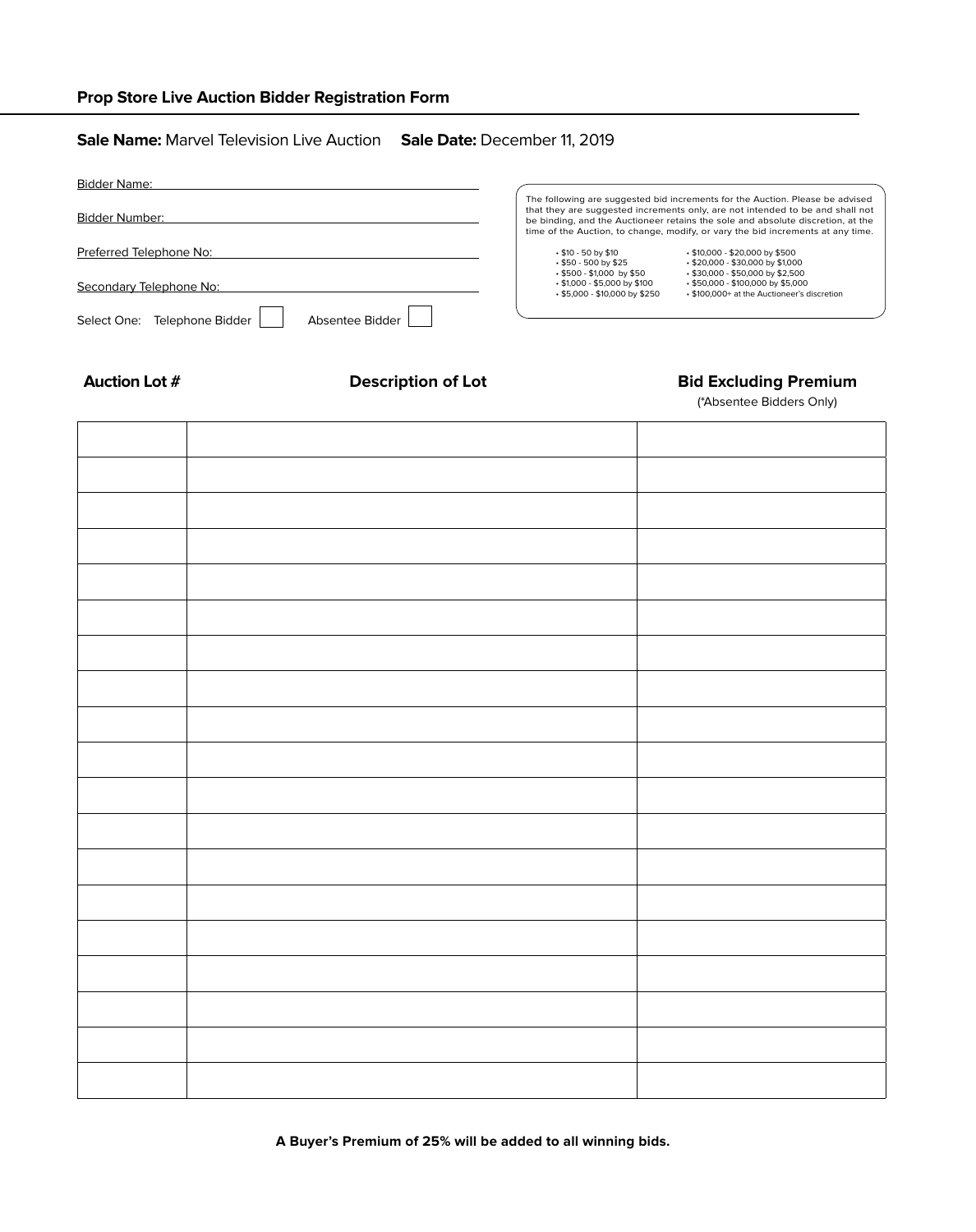**Prop Store Live Auction Bidder Registration Form**

**Sale Name:** Marvel Television Live Auction **Sale Date:** December 11, 2019

Bidder Name: ______________________

Bidder Number: ______________________

Preferred Telephone No: ______________________

Secondary Telephone No: ______________________

Select One: Telephone Bidder ☐ Absentee Bidder ☐

The following are suggested bid increments for the Auction. Please be advised that they are suggested increments only, are not intended to be and shall not be binding, and the Auctioneer retains the sole and absolute discretion, at the time of the Auction, to change, modify, or vary the bid increments at any time.

- $10 - 50 by $10
- $50 - 500 by $25
- $500 - $1,000 by $50
- $1,000 - $5,000 by $100
- $5,000 - $10,000 by $250
- $10,000 - $20,000 by $500
- $20,000 - $30,000 by $1,000
- $30,000 - $50,000 by $2,500
- $50,000 - $100,000 by $5,000
- $100,000+ at the Auctioneer's discretion

| Auction Lot # | Description of Lot | Bid Excluding Premium (*Absentee Bidders Only) |
|---|---|---|
| | | |
| | | |
| | | |
| | | |
| | | |
| | | |
| | | |
| | | |
| | | |
| | | |
| | | |
| | | |
| | | |
| | | |
| | | |
| | | |
| | | |
| | | |
| | | |

**A Buyer's Premium of 25% will be added to all winning bids.**